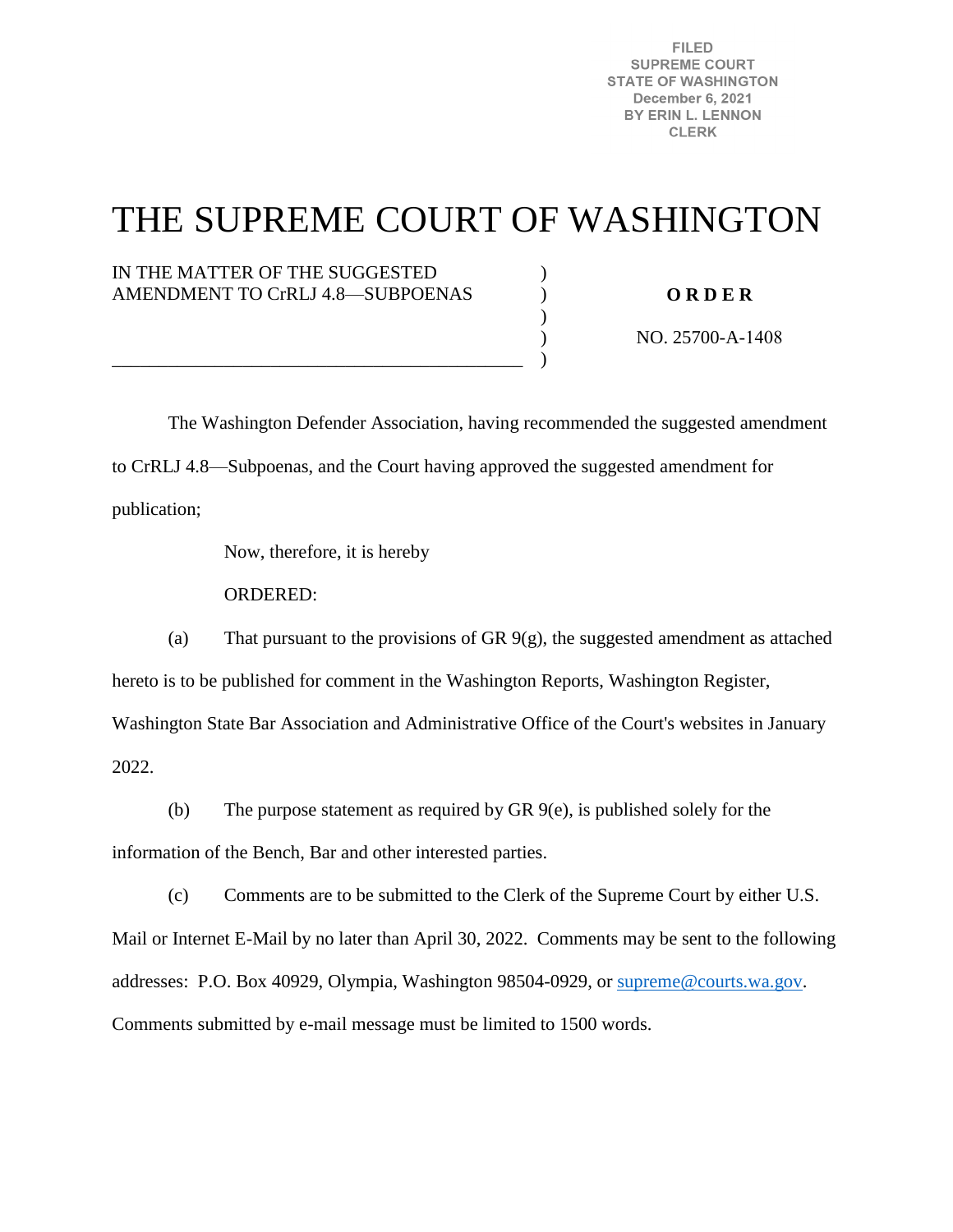FILED
SUPREME COURT
STATE OF WASHINGTON
December 6, 2021
BY ERIN L. LENNON
CLERK

# THE SUPREME COURT OF WASHINGTON

IN THE MATTER OF THE SUGGESTED AMENDMENT TO CrRLJ 4.8—SUBPOENAS

**O R D E R**

NO. 25700-A-1408

The Washington Defender Association, having recommended the suggested amendment to CrRLJ 4.8—Subpoenas, and the Court having approved the suggested amendment for publication;

Now, therefore, it is hereby

ORDERED:

(a) That pursuant to the provisions of GR 9(g), the suggested amendment as attached hereto is to be published for comment in the Washington Reports, Washington Register, Washington State Bar Association and Administrative Office of the Court's websites in January 2022.

(b) The purpose statement as required by GR 9(e), is published solely for the information of the Bench, Bar and other interested parties.

(c) Comments are to be submitted to the Clerk of the Supreme Court by either U.S. Mail or Internet E-Mail by no later than April 30, 2022. Comments may be sent to the following addresses: P.O. Box 40929, Olympia, Washington 98504-0929, or supreme@courts.wa.gov. Comments submitted by e-mail message must be limited to 1500 words.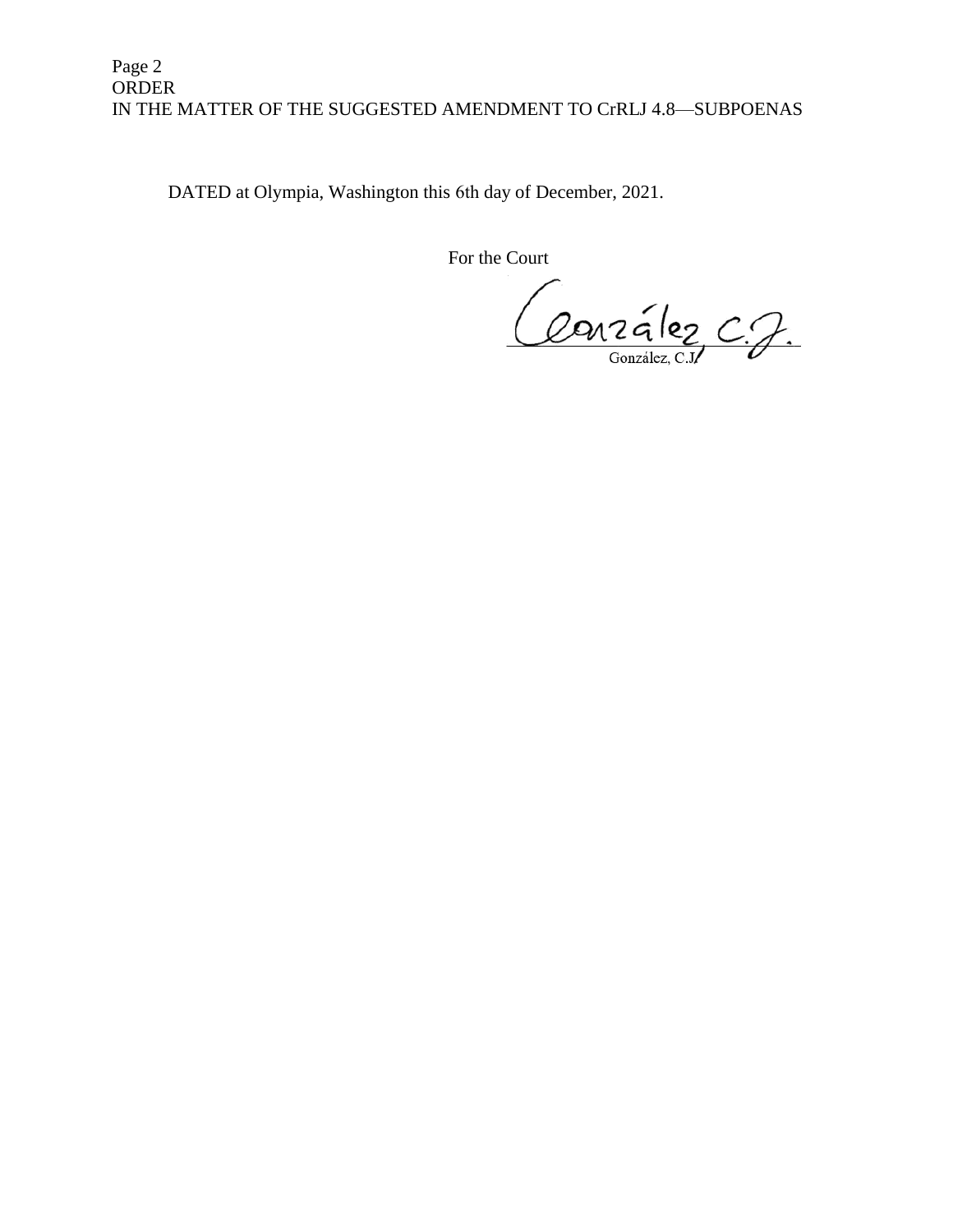DATED at Olympia, Washington this 6th day of December, 2021.

For the Court

González, C.J.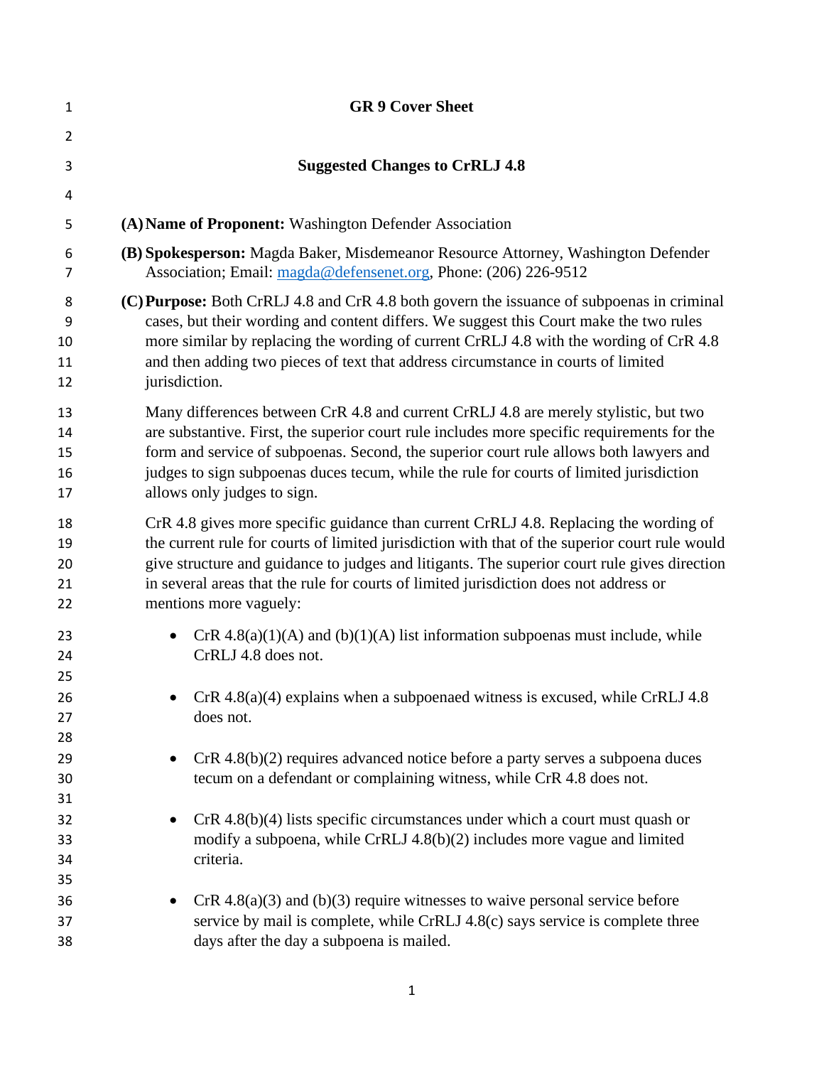# GR 9 Cover Sheet

## Suggested Changes to CrRLJ 4.8

**(A) Name of Proponent:** Washington Defender Association

**(B) Spokesperson:** Magda Baker, Misdemeanor Resource Attorney, Washington Defender Association; Email: magda@defensenet.org, Phone: (206) 226-9512

**(C) Purpose:** Both CrRLJ 4.8 and CrR 4.8 both govern the issuance of subpoenas in criminal cases, but their wording and content differs. We suggest this Court make the two rules more similar by replacing the wording of current CrRLJ 4.8 with the wording of CrR 4.8 and then adding two pieces of text that address circumstance in courts of limited jurisdiction.

Many differences between CrR 4.8 and current CrRLJ 4.8 are merely stylistic, but two are substantive. First, the superior court rule includes more specific requirements for the form and service of subpoenas. Second, the superior court rule allows both lawyers and judges to sign subpoenas duces tecum, while the rule for courts of limited jurisdiction allows only judges to sign.

CrR 4.8 gives more specific guidance than current CrRLJ 4.8. Replacing the wording of the current rule for courts of limited jurisdiction with that of the superior court rule would give structure and guidance to judges and litigants. The superior court rule gives direction in several areas that the rule for courts of limited jurisdiction does not address or mentions more vaguely:

- CrR 4.8(a)(1)(A) and (b)(1)(A) list information subpoenas must include, while CrRLJ 4.8 does not.

- CrR 4.8(a)(4) explains when a subpoenaed witness is excused, while CrRLJ 4.8 does not.

- CrR 4.8(b)(2) requires advanced notice before a party serves a subpoena duces tecum on a defendant or complaining witness, while CrR 4.8 does not.

- CrR 4.8(b)(4) lists specific circumstances under which a court must quash or modify a subpoena, while CrRLJ 4.8(b)(2) includes more vague and limited criteria.

- CrR 4.8(a)(3) and (b)(3) require witnesses to waive personal service before service by mail is complete, while CrRLJ 4.8(c) says service is complete three days after the day a subpoena is mailed.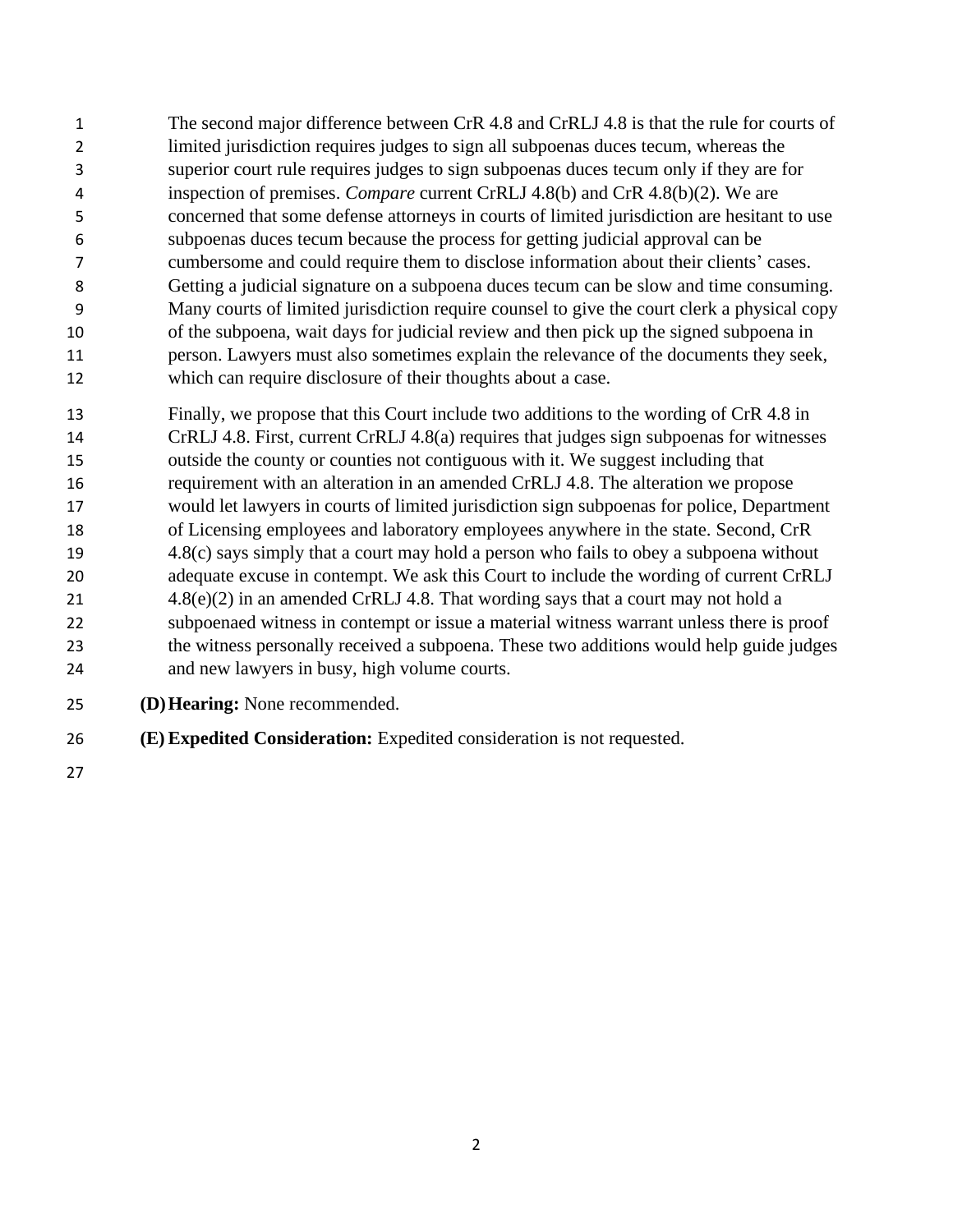The second major difference between CrR 4.8 and CrRLJ 4.8 is that the rule for courts of limited jurisdiction requires judges to sign all subpoenas duces tecum, whereas the superior court rule requires judges to sign subpoenas duces tecum only if they are for inspection of premises. *Compare* current CrRLJ 4.8(b) and CrR 4.8(b)(2). We are concerned that some defense attorneys in courts of limited jurisdiction are hesitant to use subpoenas duces tecum because the process for getting judicial approval can be cumbersome and could require them to disclose information about their clients' cases. Getting a judicial signature on a subpoena duces tecum can be slow and time consuming. Many courts of limited jurisdiction require counsel to give the court clerk a physical copy of the subpoena, wait days for judicial review and then pick up the signed subpoena in person. Lawyers must also sometimes explain the relevance of the documents they seek, which can require disclosure of their thoughts about a case.

Finally, we propose that this Court include two additions to the wording of CrR 4.8 in CrRLJ 4.8. First, current CrRLJ 4.8(a) requires that judges sign subpoenas for witnesses outside the county or counties not contiguous with it. We suggest including that requirement with an alteration in an amended CrRLJ 4.8. The alteration we propose would let lawyers in courts of limited jurisdiction sign subpoenas for police, Department of Licensing employees and laboratory employees anywhere in the state. Second, CrR 4.8(c) says simply that a court may hold a person who fails to obey a subpoena without adequate excuse in contempt. We ask this Court to include the wording of current CrRLJ 4.8(e)(2) in an amended CrRLJ 4.8. That wording says that a court may not hold a subpoenaed witness in contempt or issue a material witness warrant unless there is proof the witness personally received a subpoena. These two additions would help guide judges and new lawyers in busy, high volume courts.

**(D) Hearing:** None recommended.

**(E) Expedited Consideration:** Expedited consideration is not requested.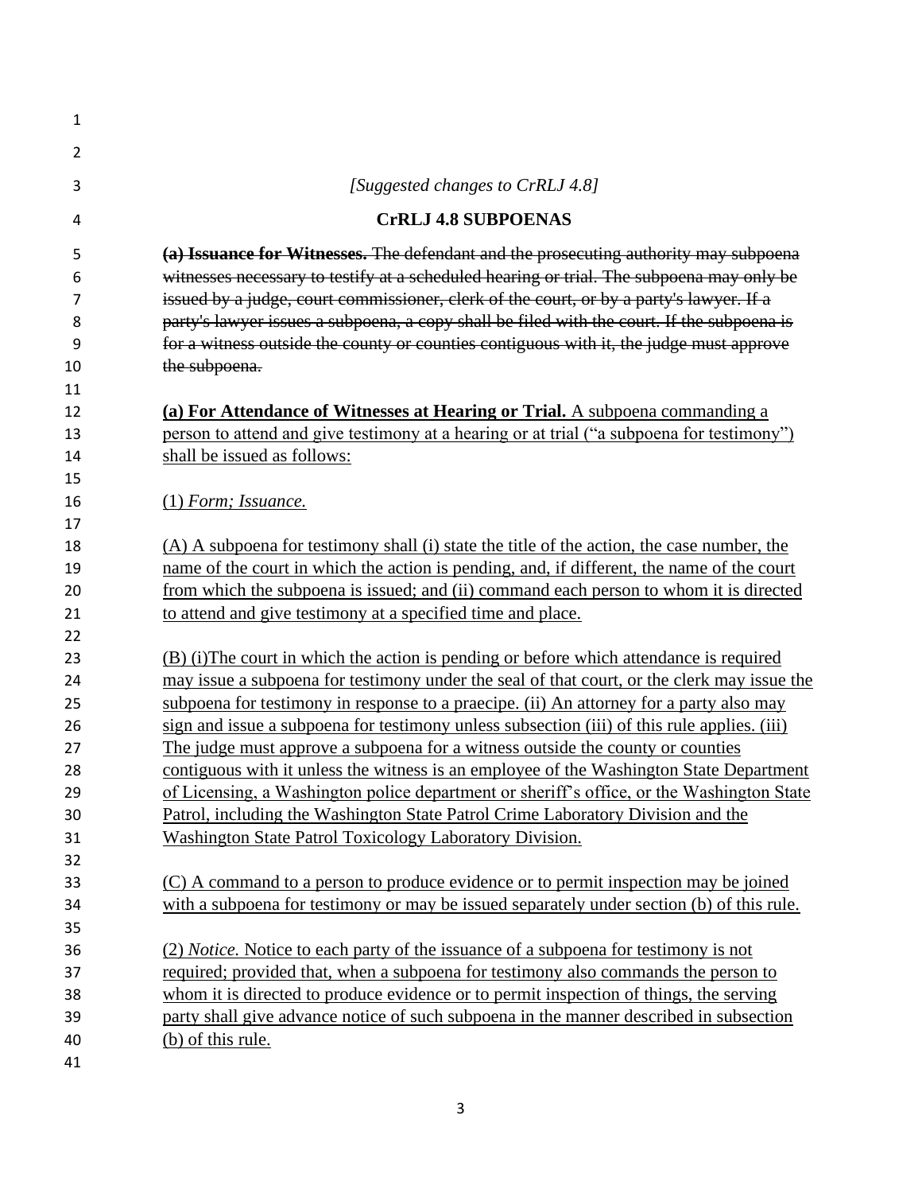*[Suggested changes to CrRLJ 4.8]*

**CrRLJ 4.8 SUBPOENAS**

~~**(a) Issuance for Witnesses.** The defendant and the prosecuting authority may subpoena witnesses necessary to testify at a scheduled hearing or trial. The subpoena may only be issued by a judge, court commissioner, clerk of the court, or by a party's lawyer. If a party's lawyer issues a subpoena, a copy shall be filed with the court. If the subpoena is for a witness outside the county or counties contiguous with it, the judge must approve the subpoena.~~

<u>**(a) For Attendance of Witnesses at Hearing or Trial.** A subpoena commanding a person to attend and give testimony at a hearing or at trial ("a subpoena for testimony") shall be issued as follows:</u>

<u>(1) *Form; Issuance.*</u>

<u>(A) A subpoena for testimony shall (i) state the title of the action, the case number, the name of the court in which the action is pending, and, if different, the name of the court from which the subpoena is issued; and (ii) command each person to whom it is directed to attend and give testimony at a specified time and place.</u>

<u>(B) (i)The court in which the action is pending or before which attendance is required may issue a subpoena for testimony under the seal of that court, or the clerk may issue the subpoena for testimony in response to a praecipe. (ii) An attorney for a party also may sign and issue a subpoena for testimony unless subsection (iii) of this rule applies. (iii) The judge must approve a subpoena for a witness outside the county or counties contiguous with it unless the witness is an employee of the Washington State Department of Licensing, a Washington police department or sheriff's office, or the Washington State Patrol, including the Washington State Patrol Crime Laboratory Division and the Washington State Patrol Toxicology Laboratory Division.</u>

<u>(C) A command to a person to produce evidence or to permit inspection may be joined with a subpoena for testimony or may be issued separately under section (b) of this rule.</u>

<u>(2) *Notice.* Notice to each party of the issuance of a subpoena for testimony is not required; provided that, when a subpoena for testimony also commands the person to whom it is directed to produce evidence or to permit inspection of things, the serving party shall give advance notice of such subpoena in the manner described in subsection (b) of this rule.</u>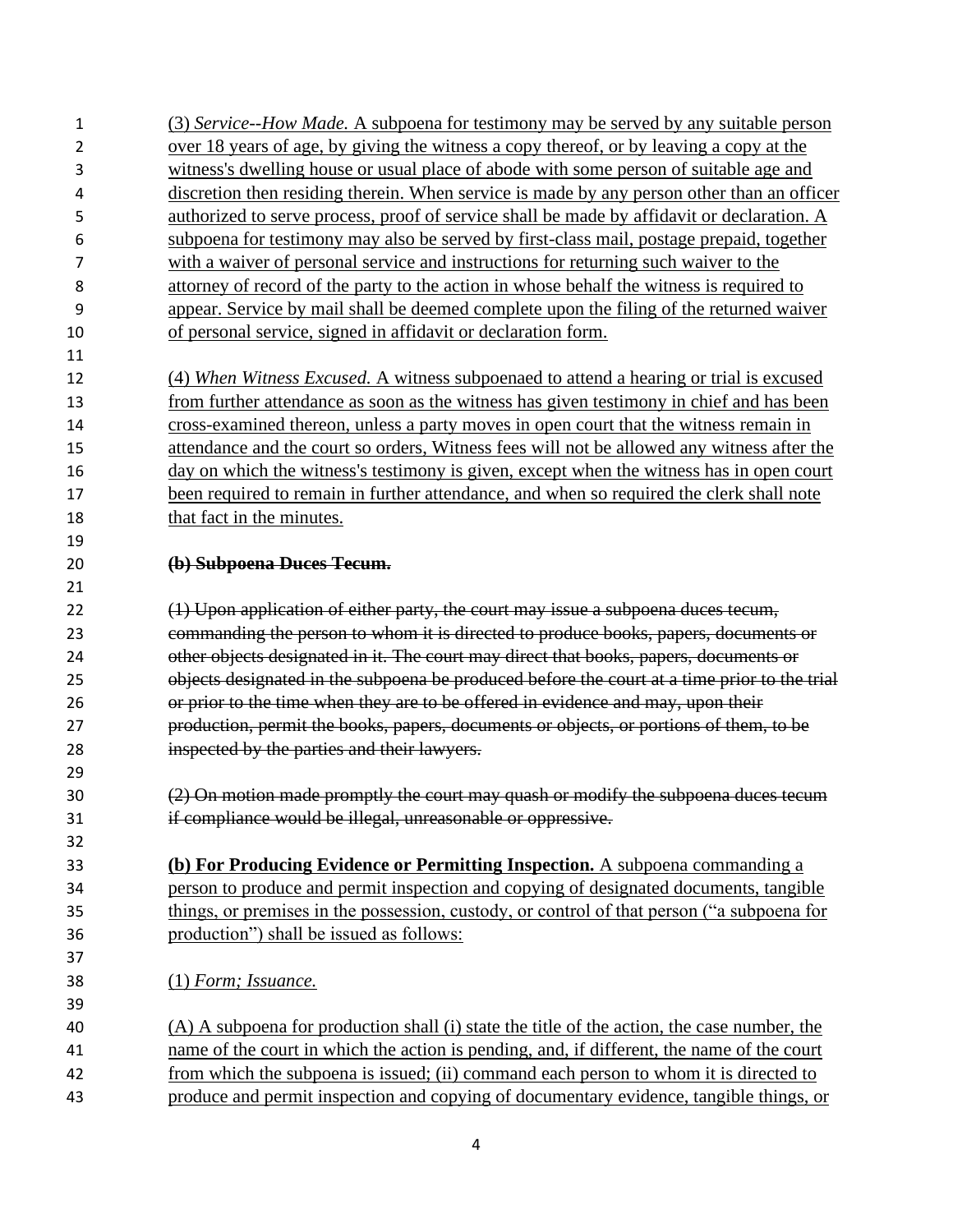(3) *Service--How Made.* A subpoena for testimony may be served by any suitable person over 18 years of age, by giving the witness a copy thereof, or by leaving a copy at the witness's dwelling house or usual place of abode with some person of suitable age and discretion then residing therein. When service is made by any person other than an officer authorized to serve process, proof of service shall be made by affidavit or declaration. A subpoena for testimony may also be served by first-class mail, postage prepaid, together with a waiver of personal service and instructions for returning such waiver to the attorney of record of the party to the action in whose behalf the witness is required to appear. Service by mail shall be deemed complete upon the filing of the returned waiver of personal service, signed in affidavit or declaration form.

(4) *When Witness Excused.* A witness subpoenaed to attend a hearing or trial is excused from further attendance as soon as the witness has given testimony in chief and has been cross-examined thereon, unless a party moves in open court that the witness remain in attendance and the court so orders, Witness fees will not be allowed any witness after the day on which the witness's testimony is given, except when the witness has in open court been required to remain in further attendance, and when so required the clerk shall note that fact in the minutes.

~~**(b) Subpoena Duces Tecum.**~~

~~(1) Upon application of either party, the court may issue a subpoena duces tecum, commanding the person to whom it is directed to produce books, papers, documents or other objects designated in it. The court may direct that books, papers, documents or objects designated in the subpoena be produced before the court at a time prior to the trial or prior to the time when they are to be offered in evidence and may, upon their production, permit the books, papers, documents or objects, or portions of them, to be inspected by the parties and their lawyers.~~

~~(2) On motion made promptly the court may quash or modify the subpoena duces tecum if compliance would be illegal, unreasonable or oppressive.~~

**(b) For Producing Evidence or Permitting Inspection.** A subpoena commanding a person to produce and permit inspection and copying of designated documents, tangible things, or premises in the possession, custody, or control of that person ("a subpoena for production") shall be issued as follows:

(1) *Form; Issuance.*

(A) A subpoena for production shall (i) state the title of the action, the case number, the name of the court in which the action is pending, and, if different, the name of the court from which the subpoena is issued; (ii) command each person to whom it is directed to produce and permit inspection and copying of documentary evidence, tangible things, or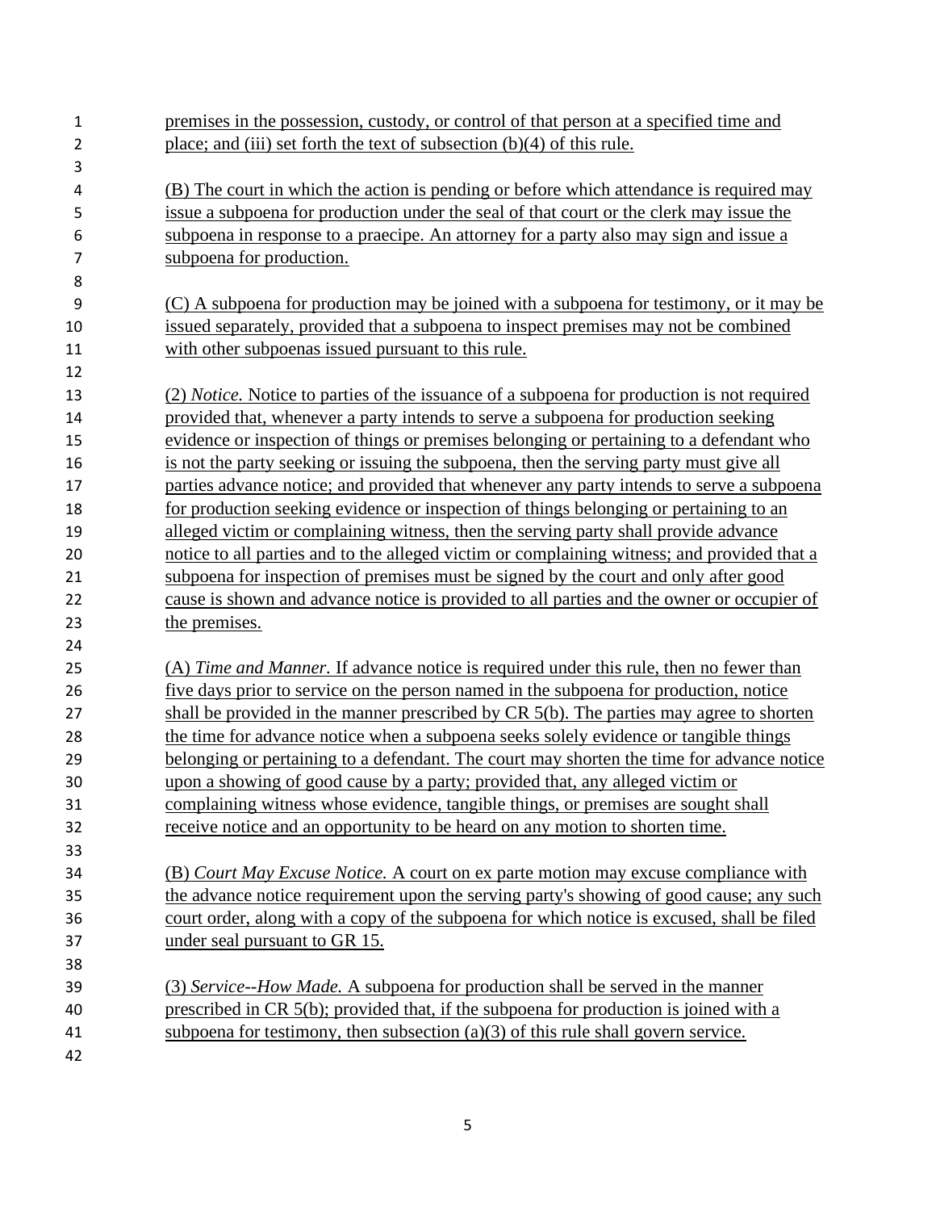premises in the possession, custody, or control of that person at a specified time and place; and (iii) set forth the text of subsection (b)(4) of this rule.

(B) The court in which the action is pending or before which attendance is required may issue a subpoena for production under the seal of that court or the clerk may issue the subpoena in response to a praecipe. An attorney for a party also may sign and issue a subpoena for production.

(C) A subpoena for production may be joined with a subpoena for testimony, or it may be issued separately, provided that a subpoena to inspect premises may not be combined with other subpoenas issued pursuant to this rule.

(2) *Notice.* Notice to parties of the issuance of a subpoena for production is not required provided that, whenever a party intends to serve a subpoena for production seeking evidence or inspection of things or premises belonging or pertaining to a defendant who is not the party seeking or issuing the subpoena, then the serving party must give all parties advance notice; and provided that whenever any party intends to serve a subpoena for production seeking evidence or inspection of things belonging or pertaining to an alleged victim or complaining witness, then the serving party shall provide advance notice to all parties and to the alleged victim or complaining witness; and provided that a subpoena for inspection of premises must be signed by the court and only after good cause is shown and advance notice is provided to all parties and the owner or occupier of the premises.

(A) *Time and Manner.* If advance notice is required under this rule, then no fewer than five days prior to service on the person named in the subpoena for production, notice shall be provided in the manner prescribed by CR 5(b). The parties may agree to shorten the time for advance notice when a subpoena seeks solely evidence or tangible things belonging or pertaining to a defendant. The court may shorten the time for advance notice upon a showing of good cause by a party; provided that, any alleged victim or complaining witness whose evidence, tangible things, or premises are sought shall receive notice and an opportunity to be heard on any motion to shorten time.

(B) *Court May Excuse Notice.* A court on ex parte motion may excuse compliance with the advance notice requirement upon the serving party's showing of good cause; any such court order, along with a copy of the subpoena for which notice is excused, shall be filed under seal pursuant to GR 15.

(3) *Service--How Made.* A subpoena for production shall be served in the manner prescribed in CR 5(b); provided that, if the subpoena for production is joined with a subpoena for testimony, then subsection (a)(3) of this rule shall govern service.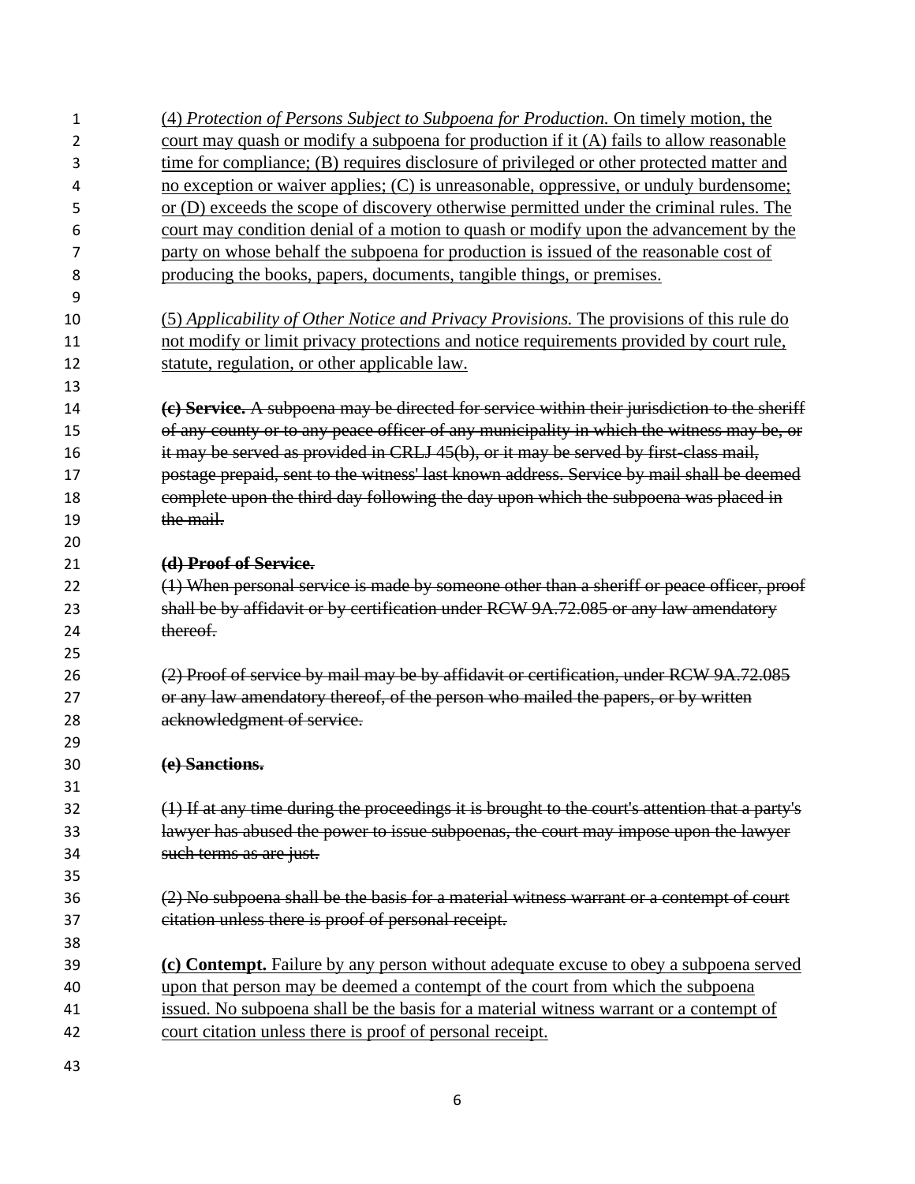(4) *Protection of Persons Subject to Subpoena for Production.* On timely motion, the court may quash or modify a subpoena for production if it (A) fails to allow reasonable time for compliance; (B) requires disclosure of privileged or other protected matter and no exception or waiver applies; (C) is unreasonable, oppressive, or unduly burdensome; or (D) exceeds the scope of discovery otherwise permitted under the criminal rules. The court may condition denial of a motion to quash or modify upon the advancement by the party on whose behalf the subpoena for production is issued of the reasonable cost of producing the books, papers, documents, tangible things, or premises.

(5) *Applicability of Other Notice and Privacy Provisions.* The provisions of this rule do not modify or limit privacy protections and notice requirements provided by court rule, statute, regulation, or other applicable law.

~~**(c) Service.** A subpoena may be directed for service within their jurisdiction to the sheriff of any county or to any peace officer of any municipality in which the witness may be, or it may be served as provided in CRLJ 45(b), or it may be served by first-class mail, postage prepaid, sent to the witness' last known address. Service by mail shall be deemed complete upon the third day following the day upon which the subpoena was placed in the mail.~~

~~**(d) Proof of Service.**~~

~~(1) When personal service is made by someone other than a sheriff or peace officer, proof shall be by affidavit or by certification under RCW 9A.72.085 or any law amendatory thereof.~~

~~(2) Proof of service by mail may be by affidavit or certification, under RCW 9A.72.085 or any law amendatory thereof, of the person who mailed the papers, or by written acknowledgment of service.~~

~~**(e) Sanctions.**~~

~~(1) If at any time during the proceedings it is brought to the court's attention that a party's lawyer has abused the power to issue subpoenas, the court may impose upon the lawyer such terms as are just.~~

~~(2) No subpoena shall be the basis for a material witness warrant or a contempt of court citation unless there is proof of personal receipt.~~

**(c) Contempt.** Failure by any person without adequate excuse to obey a subpoena served upon that person may be deemed a contempt of the court from which the subpoena issued. No subpoena shall be the basis for a material witness warrant or a contempt of court citation unless there is proof of personal receipt.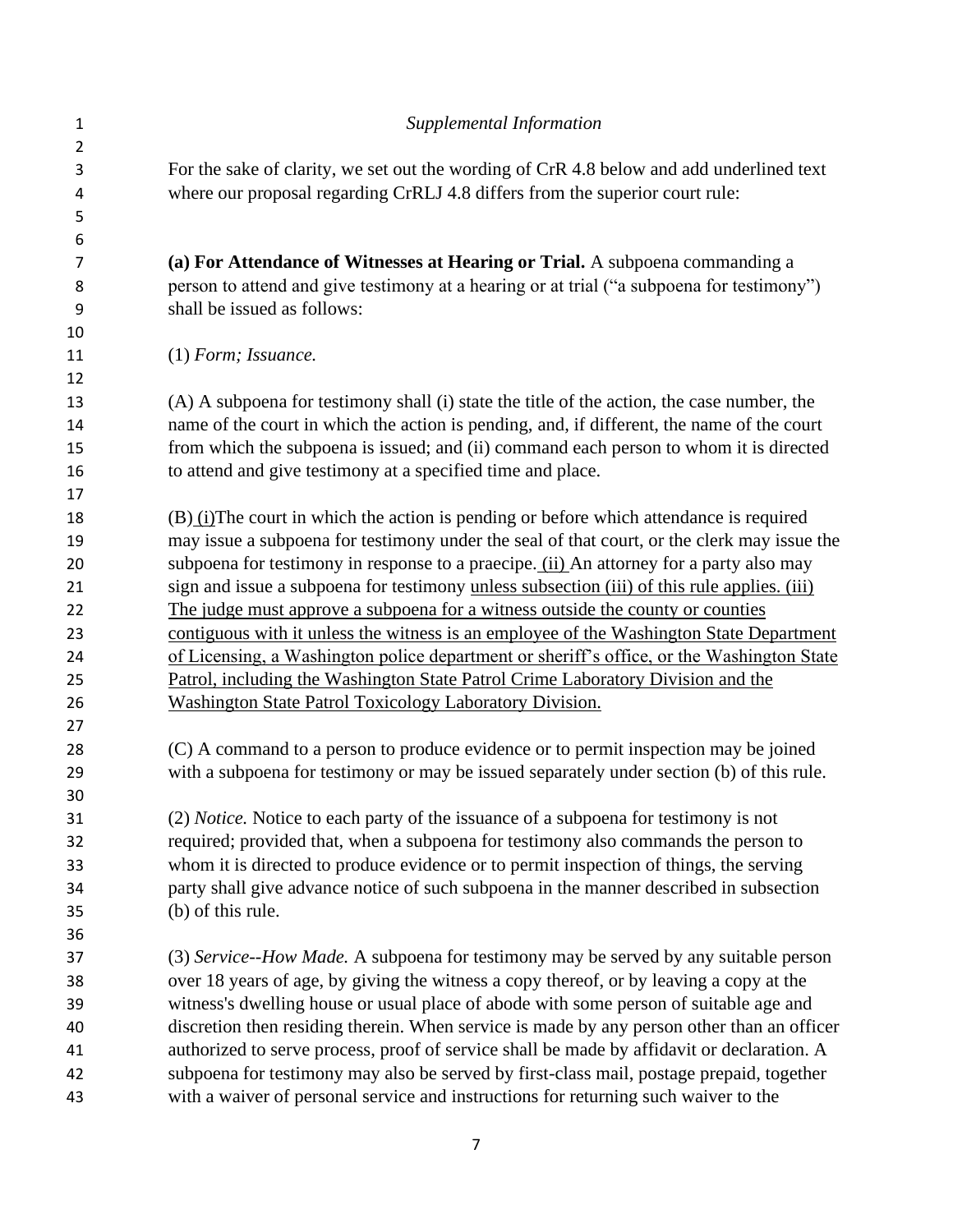*Supplemental Information*

For the sake of clarity, we set out the wording of CrR 4.8 below and add underlined text where our proposal regarding CrRLJ 4.8 differs from the superior court rule:

**(a) For Attendance of Witnesses at Hearing or Trial.** A subpoena commanding a person to attend and give testimony at a hearing or at trial ("a subpoena for testimony") shall be issued as follows:

(1) *Form; Issuance.*

(A) A subpoena for testimony shall (i) state the title of the action, the case number, the name of the court in which the action is pending, and, if different, the name of the court from which the subpoena is issued; and (ii) command each person to whom it is directed to attend and give testimony at a specified time and place.

(B) <u>(i)</u>The court in which the action is pending or before which attendance is required may issue a subpoena for testimony under the seal of that court, or the clerk may issue the subpoena for testimony in response to a praecipe. <u>(ii)</u> An attorney for a party also may sign and issue a subpoena for testimony <u>unless subsection (iii) of this rule applies. (iii) The judge must approve a subpoena for a witness outside the county or counties contiguous with it unless the witness is an employee of the Washington State Department of Licensing, a Washington police department or sheriff's office, or the Washington State Patrol, including the Washington State Patrol Crime Laboratory Division and the Washington State Patrol Toxicology Laboratory Division.</u>

(C) A command to a person to produce evidence or to permit inspection may be joined with a subpoena for testimony or may be issued separately under section (b) of this rule.

(2) *Notice.* Notice to each party of the issuance of a subpoena for testimony is not required; provided that, when a subpoena for testimony also commands the person to whom it is directed to produce evidence or to permit inspection of things, the serving party shall give advance notice of such subpoena in the manner described in subsection (b) of this rule.

(3) *Service--How Made.* A subpoena for testimony may be served by any suitable person over 18 years of age, by giving the witness a copy thereof, or by leaving a copy at the witness's dwelling house or usual place of abode with some person of suitable age and discretion then residing therein. When service is made by any person other than an officer authorized to serve process, proof of service shall be made by affidavit or declaration. A subpoena for testimony may also be served by first-class mail, postage prepaid, together with a waiver of personal service and instructions for returning such waiver to the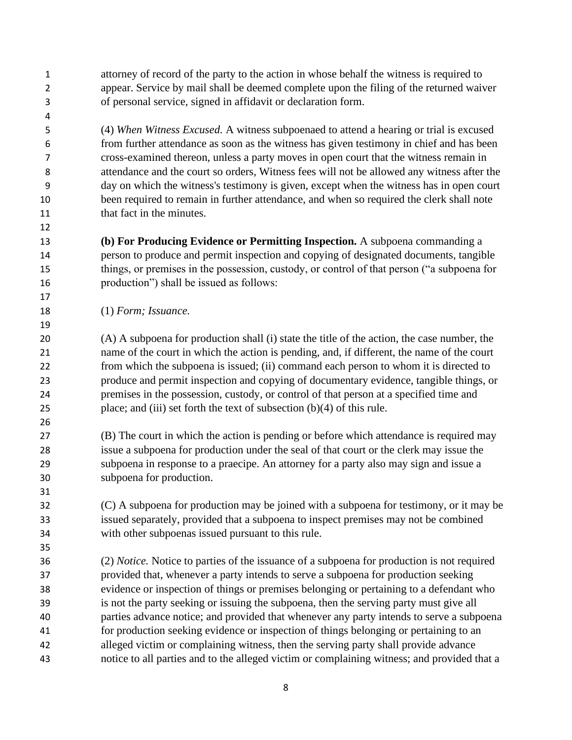attorney of record of the party to the action in whose behalf the witness is required to appear. Service by mail shall be deemed complete upon the filing of the returned waiver of personal service, signed in affidavit or declaration form.

(4) *When Witness Excused.* A witness subpoenaed to attend a hearing or trial is excused from further attendance as soon as the witness has given testimony in chief and has been cross-examined thereon, unless a party moves in open court that the witness remain in attendance and the court so orders, Witness fees will not be allowed any witness after the day on which the witness's testimony is given, except when the witness has in open court been required to remain in further attendance, and when so required the clerk shall note that fact in the minutes.

**(b) For Producing Evidence or Permitting Inspection.** A subpoena commanding a person to produce and permit inspection and copying of designated documents, tangible things, or premises in the possession, custody, or control of that person ("a subpoena for production") shall be issued as follows:

(1) *Form; Issuance.*

(A) A subpoena for production shall (i) state the title of the action, the case number, the name of the court in which the action is pending, and, if different, the name of the court from which the subpoena is issued; (ii) command each person to whom it is directed to produce and permit inspection and copying of documentary evidence, tangible things, or premises in the possession, custody, or control of that person at a specified time and place; and (iii) set forth the text of subsection (b)(4) of this rule.

(B) The court in which the action is pending or before which attendance is required may issue a subpoena for production under the seal of that court or the clerk may issue the subpoena in response to a praecipe. An attorney for a party also may sign and issue a subpoena for production.

(C) A subpoena for production may be joined with a subpoena for testimony, or it may be issued separately, provided that a subpoena to inspect premises may not be combined with other subpoenas issued pursuant to this rule.

(2) *Notice.* Notice to parties of the issuance of a subpoena for production is not required provided that, whenever a party intends to serve a subpoena for production seeking evidence or inspection of things or premises belonging or pertaining to a defendant who is not the party seeking or issuing the subpoena, then the serving party must give all parties advance notice; and provided that whenever any party intends to serve a subpoena for production seeking evidence or inspection of things belonging or pertaining to an alleged victim or complaining witness, then the serving party shall provide advance notice to all parties and to the alleged victim or complaining witness; and provided that a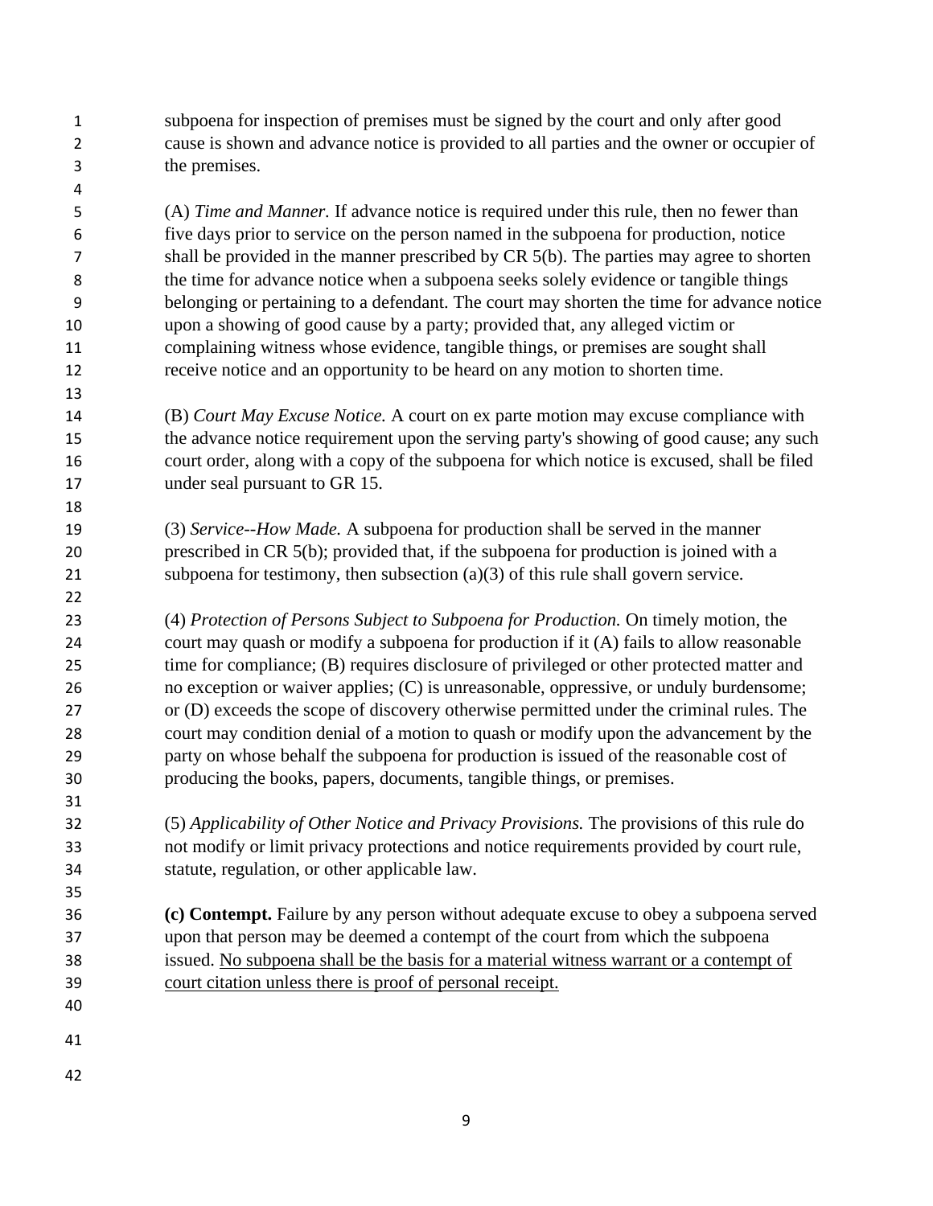subpoena for inspection of premises must be signed by the court and only after good cause is shown and advance notice is provided to all parties and the owner or occupier of the premises.

(A) *Time and Manner.* If advance notice is required under this rule, then no fewer than five days prior to service on the person named in the subpoena for production, notice shall be provided in the manner prescribed by CR 5(b). The parties may agree to shorten the time for advance notice when a subpoena seeks solely evidence or tangible things belonging or pertaining to a defendant. The court may shorten the time for advance notice upon a showing of good cause by a party; provided that, any alleged victim or complaining witness whose evidence, tangible things, or premises are sought shall receive notice and an opportunity to be heard on any motion to shorten time.

(B) *Court May Excuse Notice.* A court on ex parte motion may excuse compliance with the advance notice requirement upon the serving party's showing of good cause; any such court order, along with a copy of the subpoena for which notice is excused, shall be filed under seal pursuant to GR 15.

(3) *Service--How Made.* A subpoena for production shall be served in the manner prescribed in CR 5(b); provided that, if the subpoena for production is joined with a subpoena for testimony, then subsection (a)(3) of this rule shall govern service.

(4) *Protection of Persons Subject to Subpoena for Production.* On timely motion, the court may quash or modify a subpoena for production if it (A) fails to allow reasonable time for compliance; (B) requires disclosure of privileged or other protected matter and no exception or waiver applies; (C) is unreasonable, oppressive, or unduly burdensome; or (D) exceeds the scope of discovery otherwise permitted under the criminal rules. The court may condition denial of a motion to quash or modify upon the advancement by the party on whose behalf the subpoena for production is issued of the reasonable cost of producing the books, papers, documents, tangible things, or premises.

(5) *Applicability of Other Notice and Privacy Provisions.* The provisions of this rule do not modify or limit privacy protections and notice requirements provided by court rule, statute, regulation, or other applicable law.

**(c) Contempt.** Failure by any person without adequate excuse to obey a subpoena served upon that person may be deemed a contempt of the court from which the subpoena issued. <u>No subpoena shall be the basis for a material witness warrant or a contempt of court citation unless there is proof of personal receipt.</u>